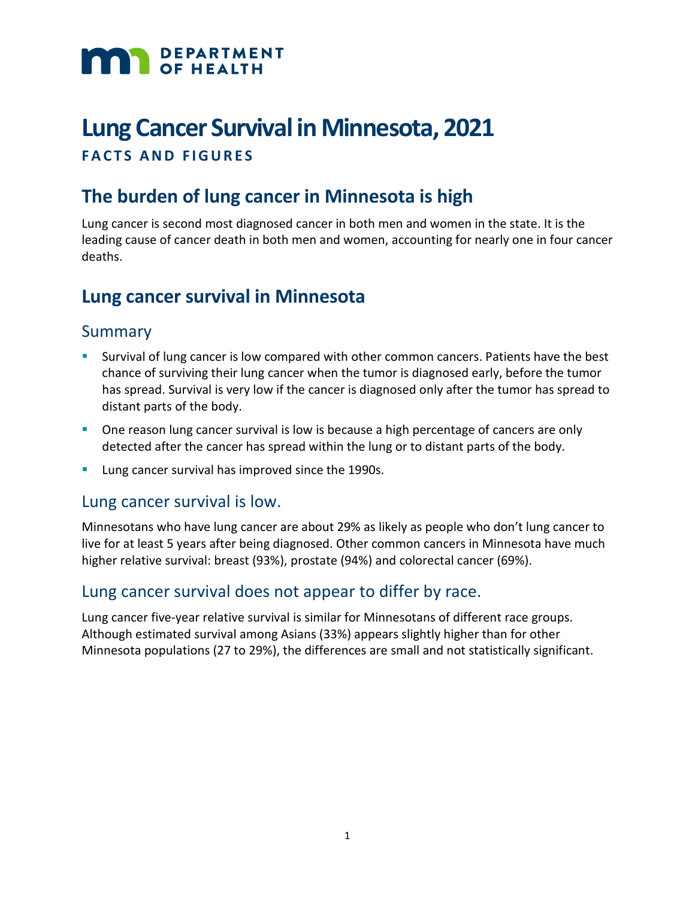DEPARTMENT OF HEALTH

# Lung Cancer Survival in Minnesota, 2021

**FACTS AND FIGURES**

## The burden of lung cancer in Minnesota is high

Lung cancer is second most diagnosed cancer in both men and women in the state. It is the leading cause of cancer death in both men and women, accounting for nearly one in four cancer deaths.

## Lung cancer survival in Minnesota

### Summary

- Survival of lung cancer is low compared with other common cancers. Patients have the best chance of surviving their lung cancer when the tumor is diagnosed early, before the tumor has spread. Survival is very low if the cancer is diagnosed only after the tumor has spread to distant parts of the body.
- One reason lung cancer survival is low is because a high percentage of cancers are only detected after the cancer has spread within the lung or to distant parts of the body.
- Lung cancer survival has improved since the 1990s.

### Lung cancer survival is low.

Minnesotans who have lung cancer are about 29% as likely as people who don't lung cancer to live for at least 5 years after being diagnosed. Other common cancers in Minnesota have much higher relative survival: breast (93%), prostate (94%) and colorectal cancer (69%).

### Lung cancer survival does not appear to differ by race.

Lung cancer five-year relative survival is similar for Minnesotans of different race groups. Although estimated survival among Asians (33%) appears slightly higher than for other Minnesota populations (27 to 29%), the differences are small and not statistically significant.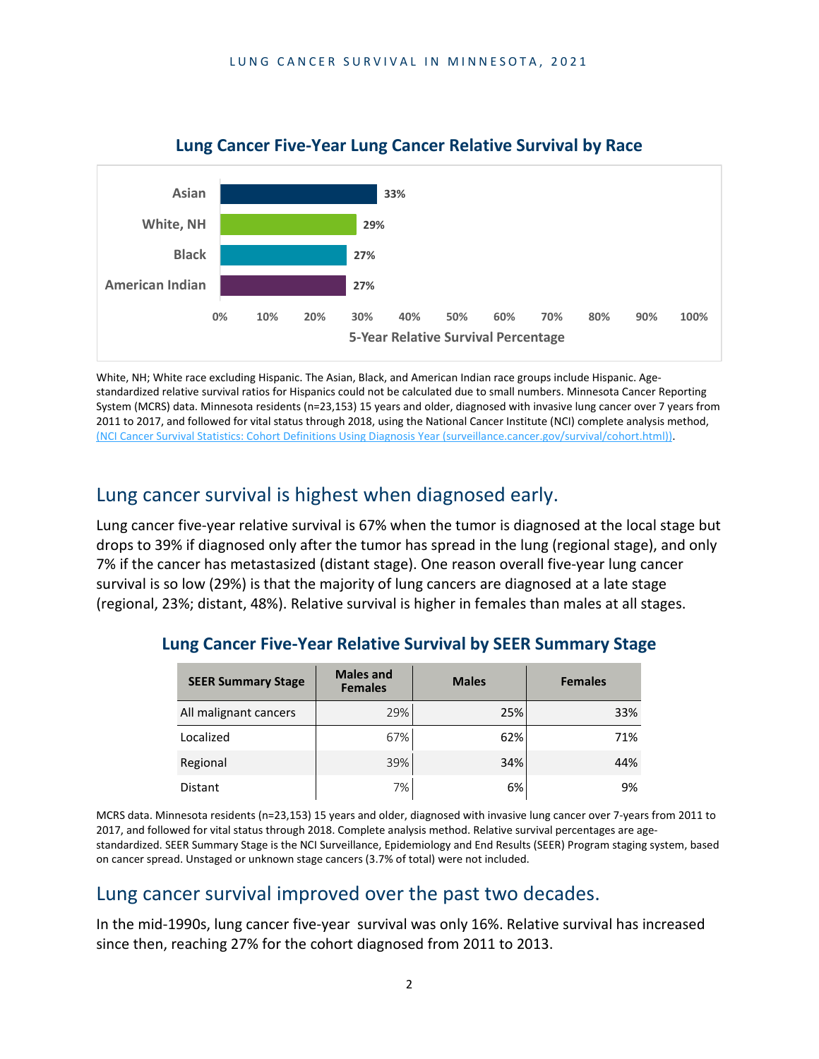## Lung Cancer Five-Year Lung Cancer Relative Survival by Race

| Race | 5-Year Relative Survival Percentage |
| --- | --- |
| Asian | 33% |
| White, NH | 29% |
| Black | 27% |
| American Indian | 27% |

White, NH; White race excluding Hispanic. The Asian, Black, and American Indian race groups include Hispanic. Age-standardized relative survival ratios for Hispanics could not be calculated due to small numbers. Minnesota Cancer Reporting System (MCRS) data. Minnesota residents (n=23,153) 15 years and older, diagnosed with invasive lung cancer over 7 years from 2011 to 2017, and followed for vital status through 2018, using the National Cancer Institute (NCI) complete analysis method, (NCI Cancer Survival Statistics: Cohort Definitions Using Diagnosis Year (surveillance.cancer.gov/survival/cohort.html)).

## Lung cancer survival is highest when diagnosed early.

Lung cancer five-year relative survival is 67% when the tumor is diagnosed at the local stage but drops to 39% if diagnosed only after the tumor has spread in the lung (regional stage), and only 7% if the cancer has metastasized (distant stage). One reason overall five-year lung cancer survival is so low (29%) is that the majority of lung cancers are diagnosed at a late stage (regional, 23%; distant, 48%). Relative survival is higher in females than males at all stages.

### Lung Cancer Five-Year Relative Survival by SEER Summary Stage

| SEER Summary Stage | Males and Females | Males | Females |
| --- | --- | --- | --- |
| All malignant cancers | 29% | 25% | 33% |
| Localized | 67% | 62% | 71% |
| Regional | 39% | 34% | 44% |
| Distant | 7% | 6% | 9% |

MCRS data. Minnesota residents (n=23,153) 15 years and older, diagnosed with invasive lung cancer over 7-years from 2011 to 2017, and followed for vital status through 2018. Complete analysis method. Relative survival percentages are age-standardized. SEER Summary Stage is the NCI Surveillance, Epidemiology and End Results (SEER) Program staging system, based on cancer spread. Unstaged or unknown stage cancers (3.7% of total) were not included.

## Lung cancer survival improved over the past two decades.

In the mid-1990s, lung cancer five-year survival was only 16%. Relative survival has increased since then, reaching 27% for the cohort diagnosed from 2011 to 2013.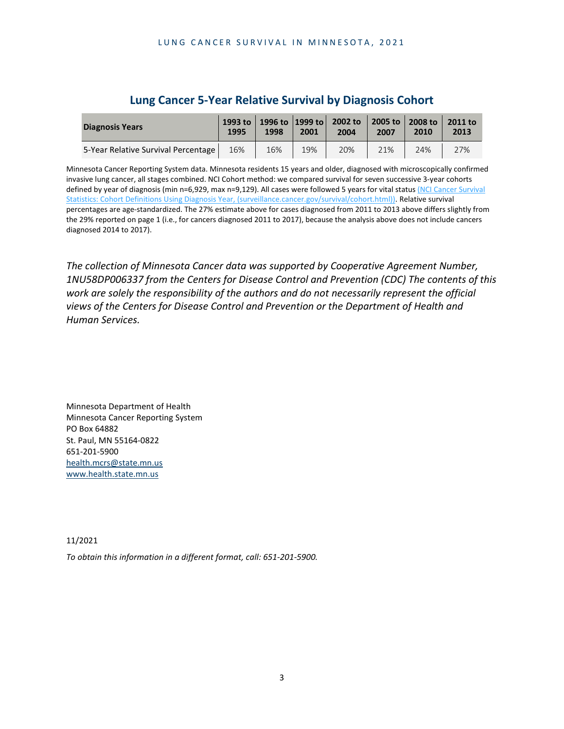## Lung Cancer 5-Year Relative Survival by Diagnosis Cohort

| Diagnosis Years | 1993 to 1995 | 1996 to 1998 | 1999 to 2001 | 2002 to 2004 | 2005 to 2007 | 2008 to 2010 | 2011 to 2013 |
|---|---|---|---|---|---|---|---|
| 5-Year Relative Survival Percentage | 16% | 16% | 19% | 20% | 21% | 24% | 27% |

Minnesota Cancer Reporting System data. Minnesota residents 15 years and older, diagnosed with microscopically confirmed invasive lung cancer, all stages combined. NCI Cohort method: we compared survival for seven successive 3-year cohorts defined by year of diagnosis (min n=6,929, max n=9,129). All cases were followed 5 years for vital status (NCI Cancer Survival Statistics: Cohort Definitions Using Diagnosis Year, (surveillance.cancer.gov/survival/cohort.html)). Relative survival percentages are age-standardized. The 27% estimate above for cases diagnosed from 2011 to 2013 above differs slightly from the 29% reported on page 1 (i.e., for cancers diagnosed 2011 to 2017), because the analysis above does not include cancers diagnosed 2014 to 2017).

*The collection of Minnesota Cancer data was supported by Cooperative Agreement Number, 1NU58DP006337 from the Centers for Disease Control and Prevention (CDC) The contents of this work are solely the responsibility of the authors and do not necessarily represent the official views of the Centers for Disease Control and Prevention or the Department of Health and Human Services.*

Minnesota Department of Health
Minnesota Cancer Reporting System
PO Box 64882
St. Paul, MN 55164-0822
651-201-5900
health.mcrs@state.mn.us
www.health.state.mn.us

11/2021

*To obtain this information in a different format, call: 651-201-5900.*